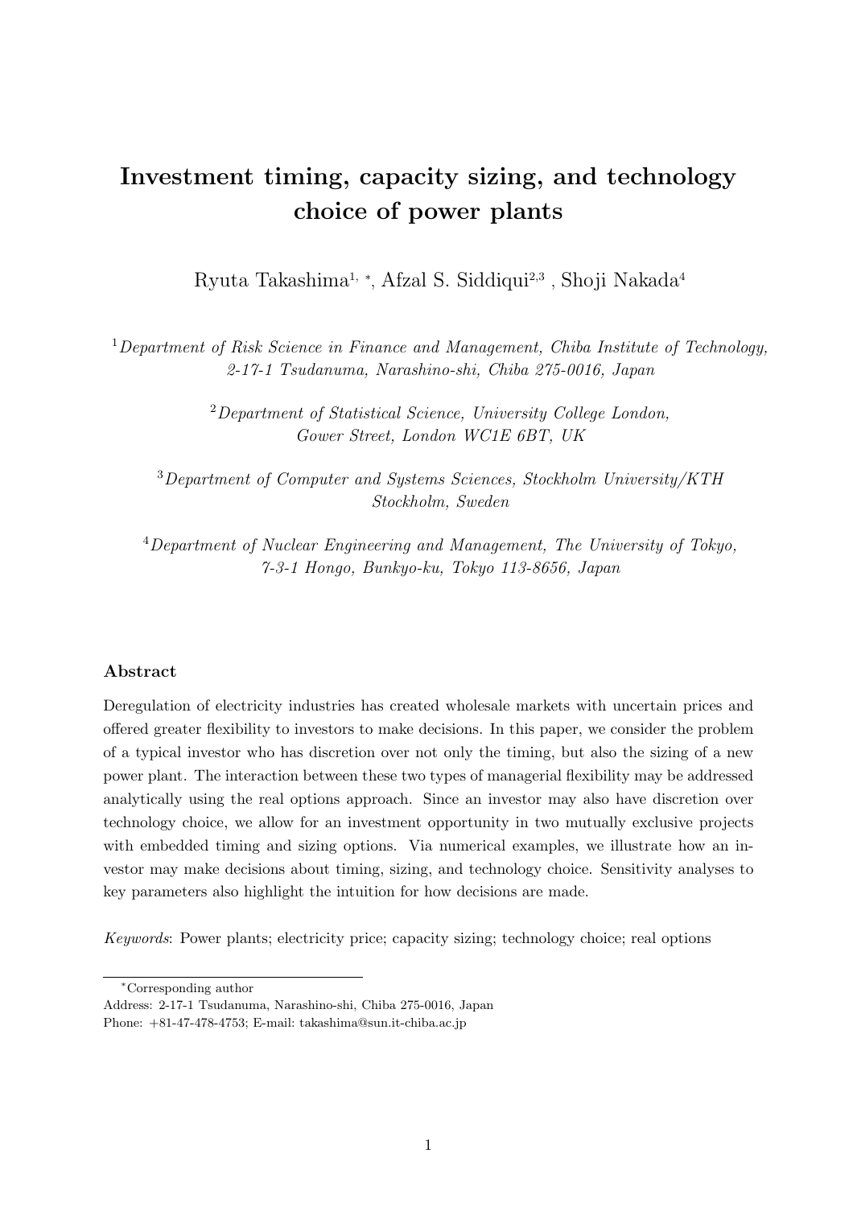# Investment timing, capacity sizing, and technology choice of power plants

Ryuta Takashima[1, *], Afzal S. Siddiqui[2,3] , Shoji Nakada[4]

[1] *Department of Risk Science in Finance and Management, Chiba Institute of Technology, 2-17-1 Tsudanuma, Narashino-shi, Chiba 275-0016, Japan*

[2] *Department of Statistical Science, University College London, Gower Street, London WC1E 6BT, UK*

[3] *Department of Computer and Systems Sciences, Stockholm University/KTH Stockholm, Sweden*

[4] *Department of Nuclear Engineering and Management, The University of Tokyo, 7-3-1 Hongo, Bunkyo-ku, Tokyo 113-8656, Japan*

### Abstract

Deregulation of electricity industries has created wholesale markets with uncertain prices and offered greater flexibility to investors to make decisions. In this paper, we consider the problem of a typical investor who has discretion over not only the timing, but also the sizing of a new power plant. The interaction between these two types of managerial flexibility may be addressed analytically using the real options approach. Since an investor may also have discretion over technology choice, we allow for an investment opportunity in two mutually exclusive projects with embedded timing and sizing options. Via numerical examples, we illustrate how an investor may make decisions about timing, sizing, and technology choice. Sensitivity analyses to key parameters also highlight the intuition for how decisions are made.

*Keywords*: Power plants; electricity price; capacity sizing; technology choice; real options

---

*Corresponding author
Address: 2-17-1 Tsudanuma, Narashino-shi, Chiba 275-0016, Japan
Phone: +81-47-478-4753; E-mail: takashima@sun.it-chiba.ac.jp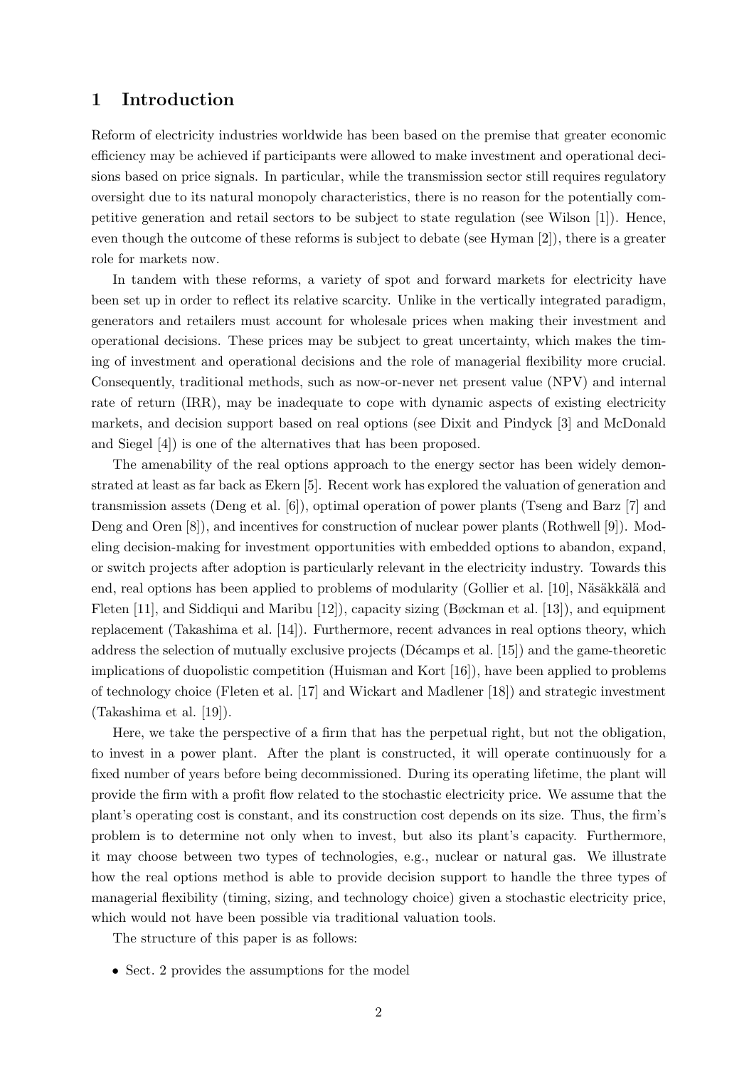# 1 Introduction

Reform of electricity industries worldwide has been based on the premise that greater economic efficiency may be achieved if participants were allowed to make investment and operational decisions based on price signals. In particular, while the transmission sector still requires regulatory oversight due to its natural monopoly characteristics, there is no reason for the potentially competitive generation and retail sectors to be subject to state regulation (see Wilson [1]). Hence, even though the outcome of these reforms is subject to debate (see Hyman [2]), there is a greater role for markets now.

In tandem with these reforms, a variety of spot and forward markets for electricity have been set up in order to reflect its relative scarcity. Unlike in the vertically integrated paradigm, generators and retailers must account for wholesale prices when making their investment and operational decisions. These prices may be subject to great uncertainty, which makes the timing of investment and operational decisions and the role of managerial flexibility more crucial. Consequently, traditional methods, such as now-or-never net present value (NPV) and internal rate of return (IRR), may be inadequate to cope with dynamic aspects of existing electricity markets, and decision support based on real options (see Dixit and Pindyck [3] and McDonald and Siegel [4]) is one of the alternatives that has been proposed.

The amenability of the real options approach to the energy sector has been widely demonstrated at least as far back as Ekern [5]. Recent work has explored the valuation of generation and transmission assets (Deng et al. [6]), optimal operation of power plants (Tseng and Barz [7] and Deng and Oren [8]), and incentives for construction of nuclear power plants (Rothwell [9]). Modeling decision-making for investment opportunities with embedded options to abandon, expand, or switch projects after adoption is particularly relevant in the electricity industry. Towards this end, real options has been applied to problems of modularity (Gollier et al. [10], Näsäkkälä and Fleten [11], and Siddiqui and Maribu [12]), capacity sizing (Bøckman et al. [13]), and equipment replacement (Takashima et al. [14]). Furthermore, recent advances in real options theory, which address the selection of mutually exclusive projects (Décamps et al. [15]) and the game-theoretic implications of duopolistic competition (Huisman and Kort [16]), have been applied to problems of technology choice (Fleten et al. [17] and Wickart and Madlener [18]) and strategic investment (Takashima et al. [19]).

Here, we take the perspective of a firm that has the perpetual right, but not the obligation, to invest in a power plant. After the plant is constructed, it will operate continuously for a fixed number of years before being decommissioned. During its operating lifetime, the plant will provide the firm with a profit flow related to the stochastic electricity price. We assume that the plant's operating cost is constant, and its construction cost depends on its size. Thus, the firm's problem is to determine not only when to invest, but also its plant's capacity. Furthermore, it may choose between two types of technologies, e.g., nuclear or natural gas. We illustrate how the real options method is able to provide decision support to handle the three types of managerial flexibility (timing, sizing, and technology choice) given a stochastic electricity price, which would not have been possible via traditional valuation tools.

The structure of this paper is as follows:

- Sect. 2 provides the assumptions for the model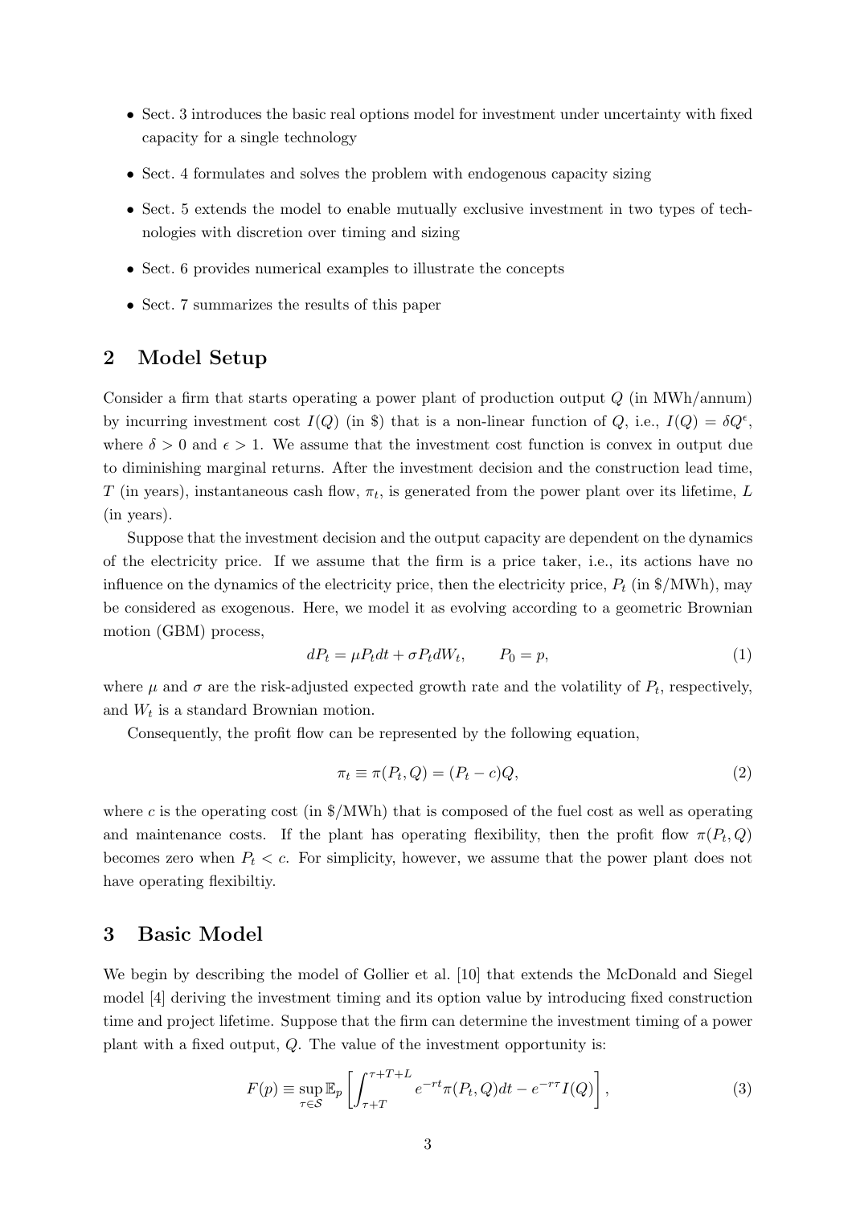- Sect. 3 introduces the basic real options model for investment under uncertainty with fixed capacity for a single technology
- Sect. 4 formulates and solves the problem with endogenous capacity sizing
- Sect. 5 extends the model to enable mutually exclusive investment in two types of technologies with discretion over timing and sizing
- Sect. 6 provides numerical examples to illustrate the concepts
- Sect. 7 summarizes the results of this paper

## 2 Model Setup

Consider a firm that starts operating a power plant of production output $Q$ (in MWh/annum) by incurring investment cost $I(Q)$ (in \$) that is a non-linear function of $Q$, i.e., $I(Q) = \delta Q^{\epsilon}$, where $\delta > 0$ and $\epsilon > 1$. We assume that the investment cost function is convex in output due to diminishing marginal returns. After the investment decision and the construction lead time, $T$ (in years), instantaneous cash flow, $\pi_t$, is generated from the power plant over its lifetime, $L$ (in years).

Suppose that the investment decision and the output capacity are dependent on the dynamics of the electricity price. If we assume that the firm is a price taker, i.e., its actions have no influence on the dynamics of the electricity price, then the electricity price, $P_t$ (in \$/MWh), may be considered as exogenous. Here, we model it as evolving according to a geometric Brownian motion (GBM) process,

$$dP_t = \mu P_t dt + \sigma P_t dW_t, \qquad P_0 = p, \tag{1}$$

where $\mu$ and $\sigma$ are the risk-adjusted expected growth rate and the volatility of $P_t$, respectively, and $W_t$ is a standard Brownian motion.

Consequently, the profit flow can be represented by the following equation,

$$\pi_t \equiv \pi(P_t, Q) = (P_t - c)Q, \tag{2}$$

where $c$ is the operating cost (in \$/MWh) that is composed of the fuel cost as well as operating and maintenance costs. If the plant has operating flexibility, then the profit flow $\pi(P_t, Q)$ becomes zero when $P_t < c$. For simplicity, however, we assume that the power plant does not have operating flexibiltiy.

## 3 Basic Model

We begin by describing the model of Gollier et al. [10] that extends the McDonald and Siegel model [4] deriving the investment timing and its option value by introducing fixed construction time and project lifetime. Suppose that the firm can determine the investment timing of a power plant with a fixed output, $Q$. The value of the investment opportunity is:

$$F(p) \equiv \sup_{\tau \in \mathcal{S}} \mathbb{E}_p \left[ \int_{\tau+T}^{\tau+T+L} e^{-rt} \pi(P_t, Q) dt - e^{-r\tau} I(Q) \right], \tag{3}$$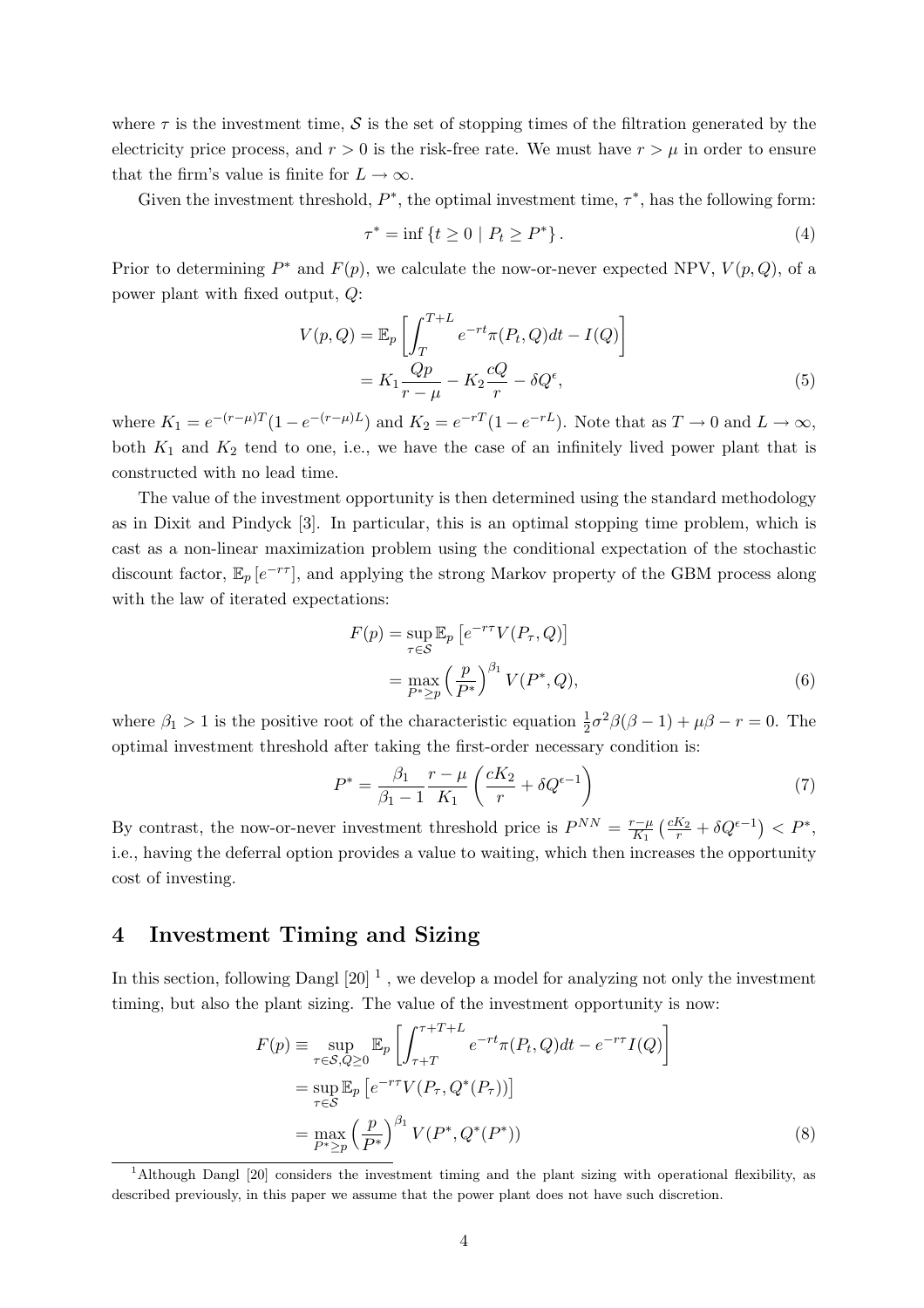where $\tau$ is the investment time, $\mathcal{S}$ is the set of stopping times of the filtration generated by the electricity price process, and $r > 0$ is the risk-free rate. We must have $r > \mu$ in order to ensure that the firm's value is finite for $L \to \infty$.

Given the investment threshold, $P^*$, the optimal investment time, $\tau^*$, has the following form:

$$\tau^* = \inf \{t \geq 0 \mid P_t \geq P^*\}. \tag{4}$$

Prior to determining $P^*$ and $F(p)$, we calculate the now-or-never expected NPV, $V(p, Q)$, of a power plant with fixed output, $Q$:

$$\begin{aligned} V(p, Q) &= \mathbb{E}_p \left[ \int_T^{T+L} e^{-rt} \pi(P_t, Q) dt - I(Q) \right] \\ &= K_1 \frac{Qp}{r - \mu} - K_2 \frac{cQ}{r} - \delta Q^{\epsilon}, \end{aligned} \tag{5}$$

where $K_1 = e^{-(r-\mu)T}(1 - e^{-(r-\mu)L})$ and $K_2 = e^{-rT}(1 - e^{-rL})$. Note that as $T \to 0$ and $L \to \infty$, both $K_1$ and $K_2$ tend to one, i.e., we have the case of an infinitely lived power plant that is constructed with no lead time.

The value of the investment opportunity is then determined using the standard methodology as in Dixit and Pindyck [3]. In particular, this is an optimal stopping time problem, which is cast as a non-linear maximization problem using the conditional expectation of the stochastic discount factor, $\mathbb{E}_p [e^{-r\tau}]$, and applying the strong Markov property of the GBM process along with the law of iterated expectations:

$$\begin{aligned} F(p) &= \sup_{\tau \in \mathcal{S}} \mathbb{E}_p \left[ e^{-r\tau} V(P_\tau, Q) \right] \\ &= \max_{P^* \geq p} \left( \frac{p}{P^*} \right)^{\beta_1} V(P^*, Q), \end{aligned} \tag{6}$$

where $\beta_1 > 1$ is the positive root of the characteristic equation $\frac{1}{2}\sigma^2 \beta(\beta - 1) + \mu\beta - r = 0$. The optimal investment threshold after taking the first-order necessary condition is:

$$P^* = \frac{\beta_1}{\beta_1 - 1} \frac{r - \mu}{K_1} \left( \frac{cK_2}{r} + \delta Q^{\epsilon - 1} \right) \tag{7}$$

By contrast, the now-or-never investment threshold price is $P^{NN} = \frac{r-\mu}{K_1} \left( \frac{cK_2}{r} + \delta Q^{\epsilon-1} \right) < P^*$, i.e., having the deferral option provides a value to waiting, which then increases the opportunity cost of investing.

## 4 Investment Timing and Sizing

In this section, following Dangl [20] [1] , we develop a model for analyzing not only the investment timing, but also the plant sizing. The value of the investment opportunity is now:

$$\begin{aligned} F(p) &\equiv \sup_{\tau \in \mathcal{S}, Q \geq 0} \mathbb{E}_p \left[ \int_{\tau+T}^{\tau+T+L} e^{-rt} \pi(P_t, Q) dt - e^{-r\tau} I(Q) \right] \\ &= \sup_{\tau \in \mathcal{S}} \mathbb{E}_p \left[ e^{-r\tau} V(P_\tau, Q^*(P_\tau)) \right] \\ &= \max_{P^* \geq p} \left( \frac{p}{P^*} \right)^{\beta_1} V(P^*, Q^*(P^*)) \end{aligned} \tag{8}$$

[1] Although Dangl [20] considers the investment timing and the plant sizing with operational flexibility, as described previously, in this paper we assume that the power plant does not have such discretion.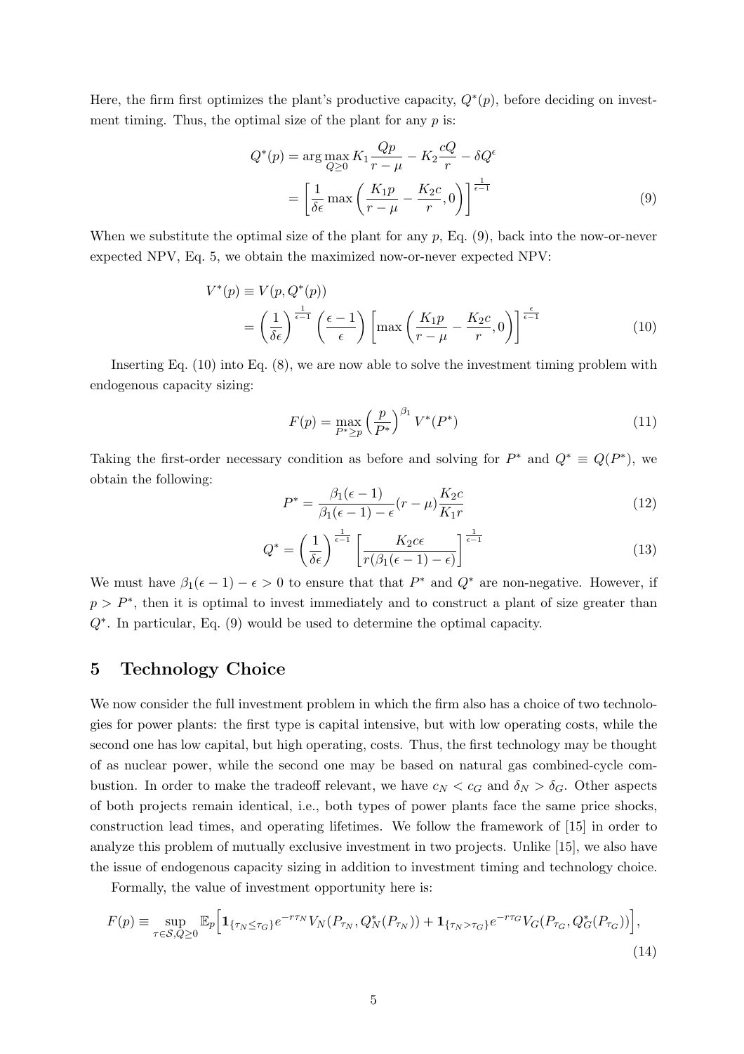Here, the firm first optimizes the plant's productive capacity, $Q^*(p)$, before deciding on investment timing. Thus, the optimal size of the plant for any $p$ is:

$$
\begin{aligned}
Q^*(p) &= \arg\max_{Q \geq 0} K_1 \frac{Qp}{r-\mu} - K_2 \frac{cQ}{r} - \delta Q^{\epsilon} \\
&= \left[ \frac{1}{\delta \epsilon} \max\left( \frac{K_1 p}{r-\mu} - \frac{K_2 c}{r}, 0 \right) \right]^{\frac{1}{\epsilon - 1}}
\end{aligned} \tag{9}
$$

When we substitute the optimal size of the plant for any $p$, Eq. (9), back into the now-or-never expected NPV, Eq. 5, we obtain the maximized now-or-never expected NPV:

$$
\begin{aligned}
V^*(p) &\equiv V(p, Q^*(p)) \\
&= \left( \frac{1}{\delta \epsilon} \right)^{\frac{1}{\epsilon - 1}} \left( \frac{\epsilon - 1}{\epsilon} \right) \left[ \max\left( \frac{K_1 p}{r-\mu} - \frac{K_2 c}{r}, 0 \right) \right]^{\frac{\epsilon}{\epsilon - 1}}
\end{aligned} \tag{10}
$$

Inserting Eq. (10) into Eq. (8), we are now able to solve the investment timing problem with endogenous capacity sizing:

$$
F(p) = \max_{P^* \geq p} \left( \frac{p}{P^*} \right)^{\beta_1} V^*(P^*) \tag{11}
$$

Taking the first-order necessary condition as before and solving for $P^*$ and $Q^* \equiv Q(P^*)$, we obtain the following:

$$
P^* = \frac{\beta_1(\epsilon - 1)}{\beta_1(\epsilon - 1) - \epsilon} (r - \mu) \frac{K_2 c}{K_1 r} \tag{12}
$$

$$
Q^* = \left( \frac{1}{\delta \epsilon} \right)^{\frac{1}{\epsilon - 1}} \left[ \frac{K_2 c \epsilon}{r(\beta_1(\epsilon - 1) - \epsilon)} \right]^{\frac{1}{\epsilon - 1}} \tag{13}
$$

We must have $\beta_1(\epsilon - 1) - \epsilon > 0$ to ensure that that $P^*$ and $Q^*$ are non-negative. However, if $p > P^*$, then it is optimal to invest immediately and to construct a plant of size greater than $Q^*$. In particular, Eq. (9) would be used to determine the optimal capacity.

# 5 Technology Choice

We now consider the full investment problem in which the firm also has a choice of two technologies for power plants: the first type is capital intensive, but with low operating costs, while the second one has low capital, but high operating, costs. Thus, the first technology may be thought of as nuclear power, while the second one may be based on natural gas combined-cycle combustion. In order to make the tradeoff relevant, we have $c_N < c_G$ and $\delta_N > \delta_G$. Other aspects of both projects remain identical, i.e., both types of power plants face the same price shocks, construction lead times, and operating lifetimes. We follow the framework of [15] in order to analyze this problem of mutually exclusive investment in two projects. Unlike [15], we also have the issue of endogenous capacity sizing in addition to investment timing and technology choice.

Formally, the value of investment opportunity here is:

$$
F(p) \equiv \sup_{\tau \in \mathcal{S}, Q \geq 0} \mathbb{E}_p \Big[ \mathbf{1}_{\{\tau_N \leq \tau_G\}} e^{-r\tau_N} V_N(P_{\tau_N}, Q_N^*(P_{\tau_N})) + \mathbf{1}_{\{\tau_N > \tau_G\}} e^{-r\tau_G} V_G(P_{\tau_G}, Q_G^*(P_{\tau_G})) \Big], \tag{14}
$$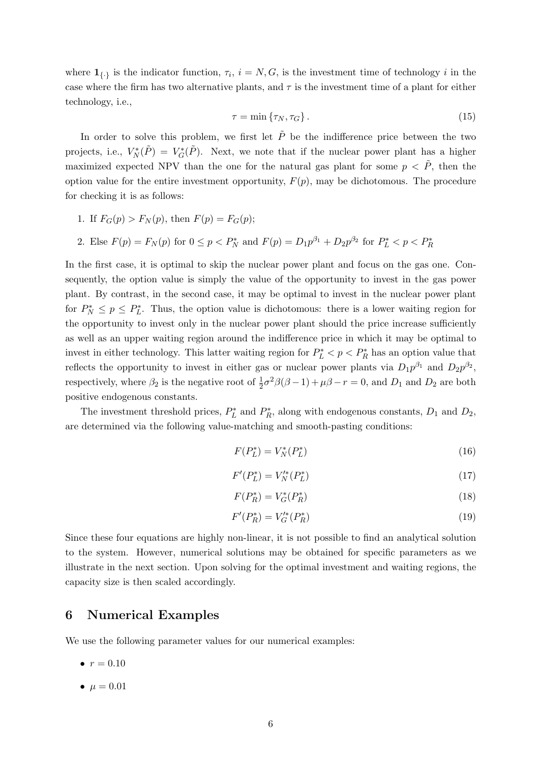where $\mathbf{1}_{\{\cdot\}}$ is the indicator function, $\tau_i$, $i = N, G$, is the investment time of technology $i$ in the case where the firm has two alternative plants, and $\tau$ is the investment time of a plant for either technology, i.e.,

$$\tau = \min\{\tau_N, \tau_G\}. \tag{15}$$

In order to solve this problem, we first let $\tilde{P}$ be the indifference price between the two projects, i.e., $V_N^*(\tilde{P}) = V_G^*(\tilde{P})$. Next, we note that if the nuclear power plant has a higher maximized expected NPV than the one for the natural gas plant for some $p < \tilde{P}$, then the option value for the entire investment opportunity, $F(p)$, may be dichotomous. The procedure for checking it is as follows:

1. If $F_G(p) > F_N(p)$, then $F(p) = F_G(p)$;
2. Else $F(p) = F_N(p)$ for $0 \leq p < P_N^*$ and $F(p) = D_1 p^{\beta_1} + D_2 p^{\beta_2}$ for $P_L^* < p < P_R^*$

In the first case, it is optimal to skip the nuclear power plant and focus on the gas one. Consequently, the option value is simply the value of the opportunity to invest in the gas power plant. By contrast, in the second case, it may be optimal to invest in the nuclear power plant for $P_N^* \leq p \leq P_L^*$. Thus, the option value is dichotomous: there is a lower waiting region for the opportunity to invest only in the nuclear power plant should the price increase sufficiently as well as an upper waiting region around the indifference price in which it may be optimal to invest in either technology. This latter waiting region for $P_L^* < p < P_R^*$ has an option value that reflects the opportunity to invest in either gas or nuclear power plants via $D_1 p^{\beta_1}$ and $D_2 p^{\beta_2}$, respectively, where $\beta_2$ is the negative root of $\frac{1}{2}\sigma^2\beta(\beta-1) + \mu\beta - r = 0$, and $D_1$ and $D_2$ are both positive endogenous constants.

The investment threshold prices, $P_L^*$ and $P_R^*$, along with endogenous constants, $D_1$ and $D_2$, are determined via the following value-matching and smooth-pasting conditions:

$$F(P_L^*) = V_N^*(P_L^*) \tag{16}$$

$$F'(P_L^*) = V_N'^*(P_L^*) \tag{17}$$

$$F(P_R^*) = V_G^*(P_R^*) \tag{18}$$

$$F'(P_R^*) = V_G'^*(P_R^*) \tag{19}$$

Since these four equations are highly non-linear, it is not possible to find an analytical solution to the system. However, numerical solutions may be obtained for specific parameters as we illustrate in the next section. Upon solving for the optimal investment and waiting regions, the capacity size is then scaled accordingly.

## 6 Numerical Examples

We use the following parameter values for our numerical examples:

- $r = 0.10$
- $\mu = 0.01$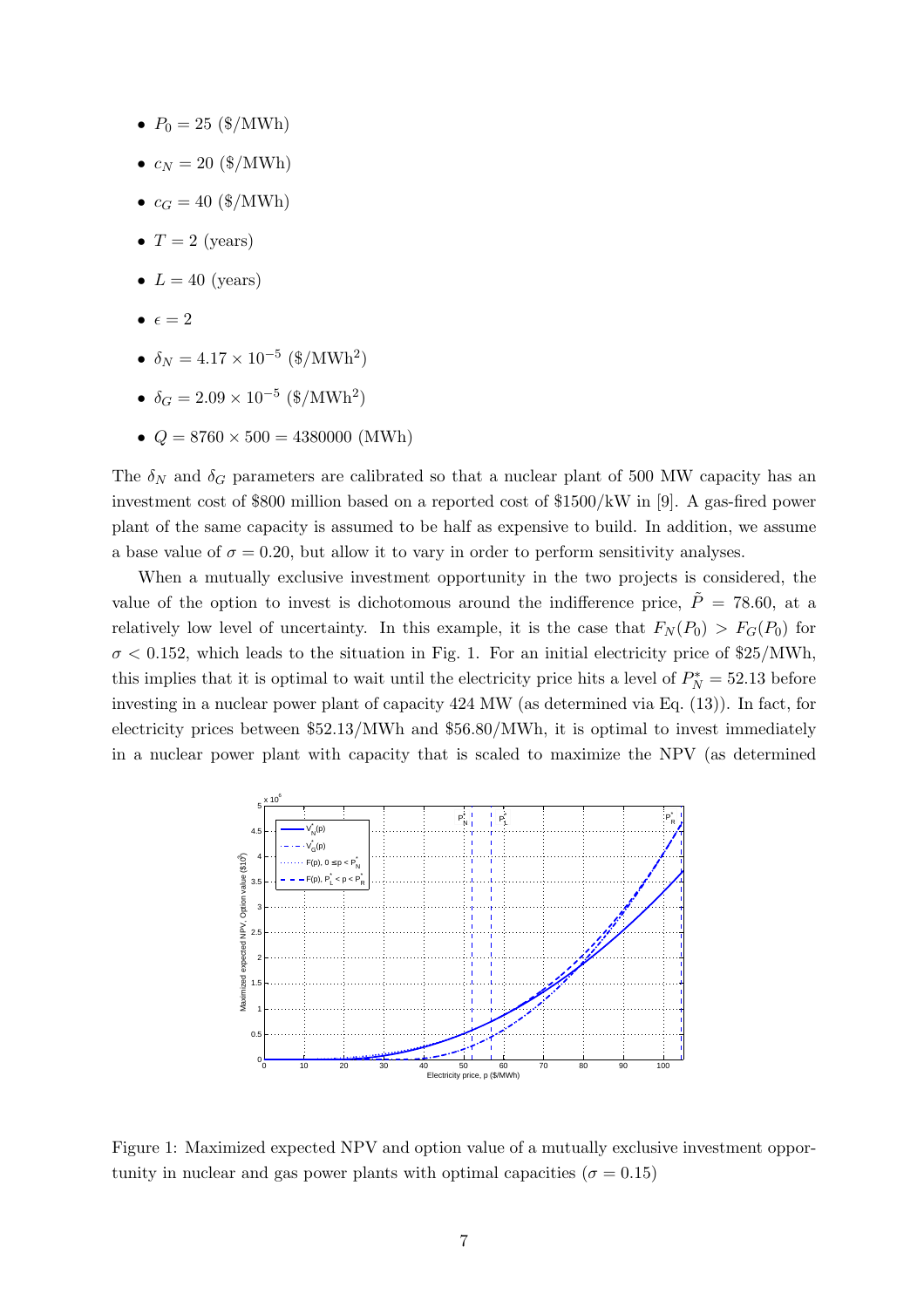- $P_0 = 25$ (\$/MWh)
- $c_N = 20$ (\$/MWh)
- $c_G = 40$ (\$/MWh)
- $T = 2$ (years)
- $L = 40$ (years)
- $\epsilon = 2$
- $\delta_N = 4.17 \times 10^{-5}$ (\$/MWh$^2$)
- $\delta_G = 2.09 \times 10^{-5}$ (\$/MWh$^2$)
- $Q = 8760 \times 500 = 4380000$ (MWh)

The $\delta_N$ and $\delta_G$ parameters are calibrated so that a nuclear plant of 500 MW capacity has an investment cost of \$800 million based on a reported cost of \$1500/kW in [9]. A gas-fired power plant of the same capacity is assumed to be half as expensive to build. In addition, we assume a base value of $\sigma = 0.20$, but allow it to vary in order to perform sensitivity analyses.

When a mutually exclusive investment opportunity in the two projects is considered, the value of the option to invest is dichotomous around the indifference price, $\tilde{P} = 78.60$, at a relatively low level of uncertainty. In this example, it is the case that $F_N(P_0) > F_G(P_0)$ for $\sigma < 0.152$, which leads to the situation in Fig. 1. For an initial electricity price of \$25/MWh, this implies that it is optimal to wait until the electricity price hits a level of $P_N^* = 52.13$ before investing in a nuclear power plant of capacity 424 MW (as determined via Eq. (13)). In fact, for electricity prices between \$52.13/MWh and \$56.80/MWh, it is optimal to invest immediately in a nuclear power plant with capacity that is scaled to maximize the NPV (as determined

Figure 1: Maximized expected NPV and option value of a mutually exclusive investment opportunity in nuclear and gas power plants with optimal capacities ($\sigma = 0.15$)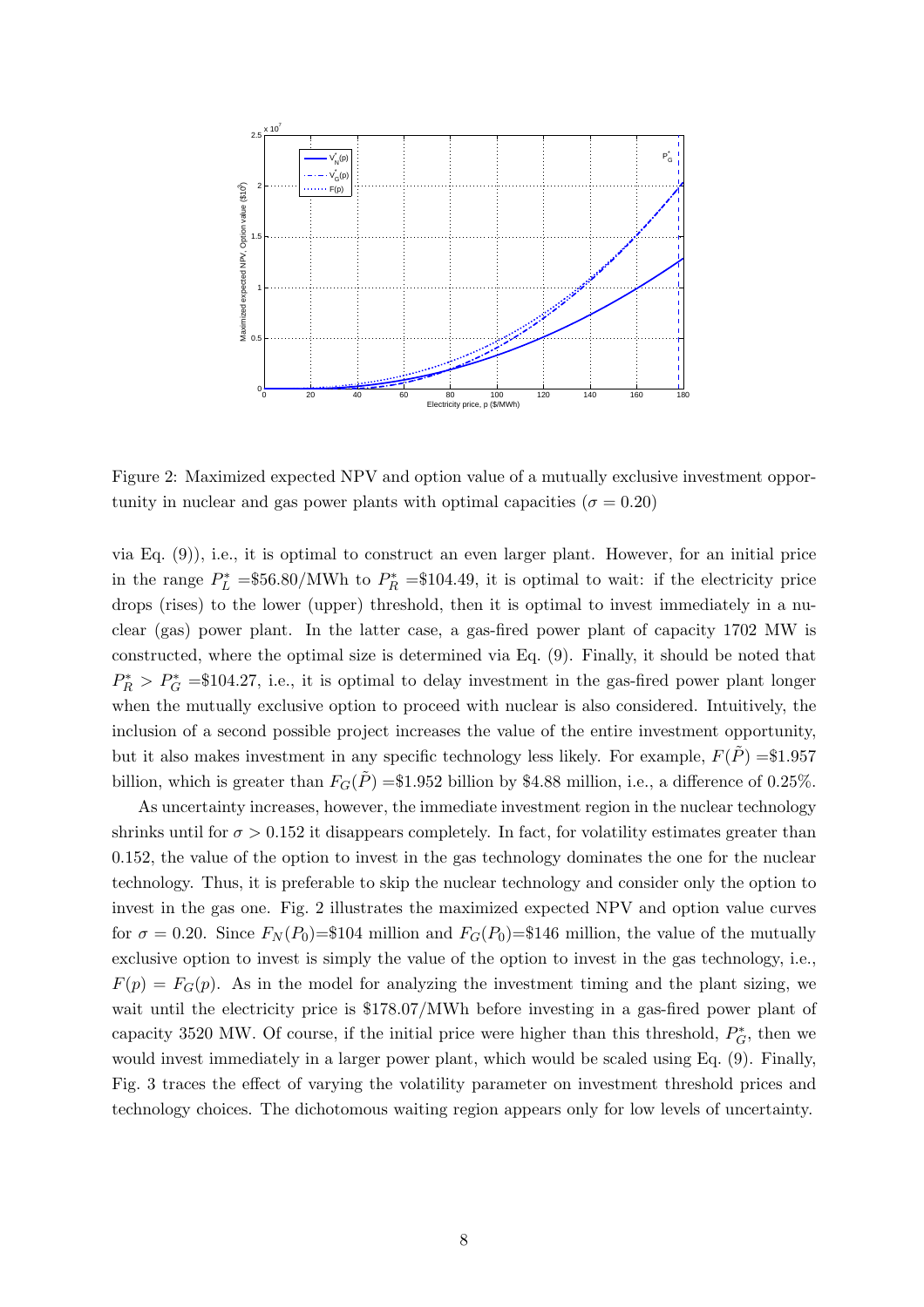Figure 2: Maximized expected NPV and option value of a mutually exclusive investment opportunity in nuclear and gas power plants with optimal capacities ($\sigma = 0.20$)

via Eq. (9)), i.e., it is optimal to construct an even larger plant. However, for an initial price in the range $P_L^* =$\$56.80/MWh to $P_R^* =$\$104.49, it is optimal to wait: if the electricity price drops (rises) to the lower (upper) threshold, then it is optimal to invest immediately in a nuclear (gas) power plant. In the latter case, a gas-fired power plant of capacity 1702 MW is constructed, where the optimal size is determined via Eq. (9). Finally, it should be noted that $P_R^* > P_G^* =$\$104.27, i.e., it is optimal to delay investment in the gas-fired power plant longer when the mutually exclusive option to proceed with nuclear is also considered. Intuitively, the inclusion of a second possible project increases the value of the entire investment opportunity, but it also makes investment in any specific technology less likely. For example, $F(\tilde{P}) =$\$1.957 billion, which is greater than $F_G(\tilde{P}) =$\$1.952 billion by \$4.88 million, i.e., a difference of 0.25%.

As uncertainty increases, however, the immediate investment region in the nuclear technology shrinks until for $\sigma > 0.152$ it disappears completely. In fact, for volatility estimates greater than 0.152, the value of the option to invest in the gas technology dominates the one for the nuclear technology. Thus, it is preferable to skip the nuclear technology and consider only the option to invest in the gas one. Fig. 2 illustrates the maximized expected NPV and option value curves for $\sigma = 0.20$. Since $F_N(P_0)$=\$104 million and $F_G(P_0)$=\$146 million, the value of the mutually exclusive option to invest is simply the value of the option to invest in the gas technology, i.e., $F(p) = F_G(p)$. As in the model for analyzing the investment timing and the plant sizing, we wait until the electricity price is \$178.07/MWh before investing in a gas-fired power plant of capacity 3520 MW. Of course, if the initial price were higher than this threshold, $P_G^*$, then we would invest immediately in a larger power plant, which would be scaled using Eq. (9). Finally, Fig. 3 traces the effect of varying the volatility parameter on investment threshold prices and technology choices. The dichotomous waiting region appears only for low levels of uncertainty.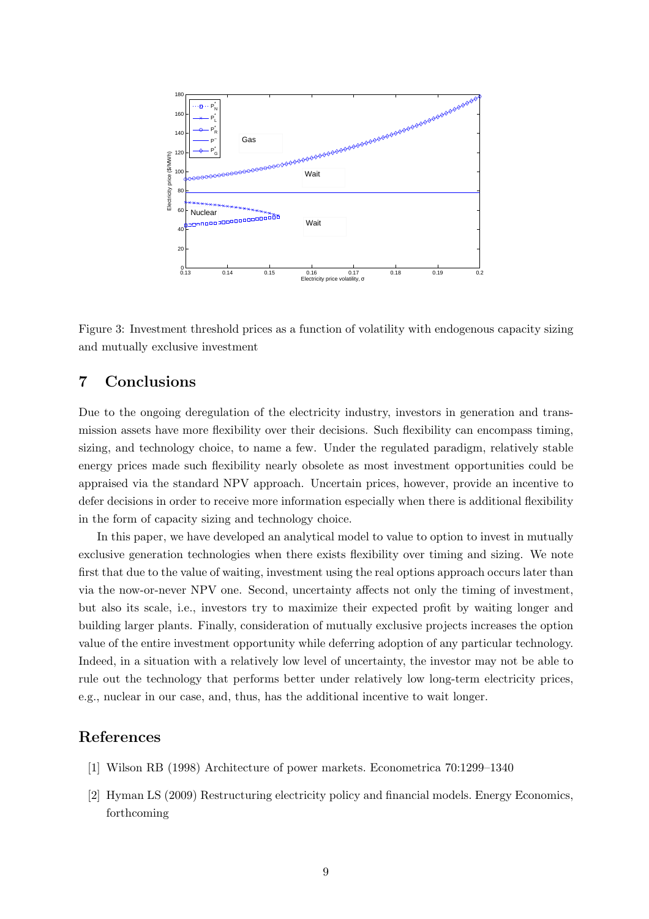Figure 3: Investment threshold prices as a function of volatility with endogenous capacity sizing and mutually exclusive investment

## 7 Conclusions

Due to the ongoing deregulation of the electricity industry, investors in generation and transmission assets have more flexibility over their decisions. Such flexibility can encompass timing, sizing, and technology choice, to name a few. Under the regulated paradigm, relatively stable energy prices made such flexibility nearly obsolete as most investment opportunities could be appraised via the standard NPV approach. Uncertain prices, however, provide an incentive to defer decisions in order to receive more information especially when there is additional flexibility in the form of capacity sizing and technology choice.

In this paper, we have developed an analytical model to value to option to invest in mutually exclusive generation technologies when there exists flexibility over timing and sizing. We note first that due to the value of waiting, investment using the real options approach occurs later than via the now-or-never NPV one. Second, uncertainty affects not only the timing of investment, but also its scale, i.e., investors try to maximize their expected profit by waiting longer and building larger plants. Finally, consideration of mutually exclusive projects increases the option value of the entire investment opportunity while deferring adoption of any particular technology. Indeed, in a situation with a relatively low level of uncertainty, the investor may not be able to rule out the technology that performs better under relatively low long-term electricity prices, e.g., nuclear in our case, and, thus, has the additional incentive to wait longer.

## References

[1] Wilson RB (1998) Architecture of power markets. Econometrica 70:1299–1340

[2] Hyman LS (2009) Restructuring electricity policy and financial models. Energy Economics, forthcoming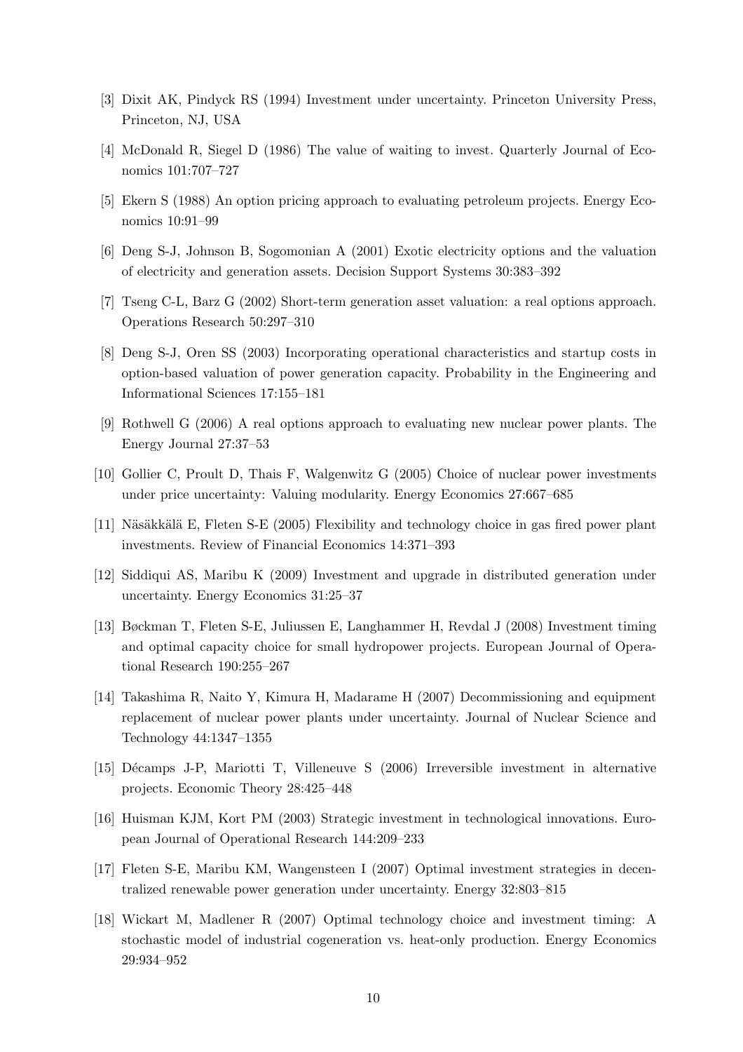[3] Dixit AK, Pindyck RS (1994) Investment under uncertainty. Princeton University Press, Princeton, NJ, USA

[4] McDonald R, Siegel D (1986) The value of waiting to invest. Quarterly Journal of Economics 101:707–727

[5] Ekern S (1988) An option pricing approach to evaluating petroleum projects. Energy Economics 10:91–99

[6] Deng S-J, Johnson B, Sogomonian A (2001) Exotic electricity options and the valuation of electricity and generation assets. Decision Support Systems 30:383–392

[7] Tseng C-L, Barz G (2002) Short-term generation asset valuation: a real options approach. Operations Research 50:297–310

[8] Deng S-J, Oren SS (2003) Incorporating operational characteristics and startup costs in option-based valuation of power generation capacity. Probability in the Engineering and Informational Sciences 17:155–181

[9] Rothwell G (2006) A real options approach to evaluating new nuclear power plants. The Energy Journal 27:37–53

[10] Gollier C, Proult D, Thais F, Walgenwitz G (2005) Choice of nuclear power investments under price uncertainty: Valuing modularity. Energy Economics 27:667–685

[11] Näsäkkälä E, Fleten S-E (2005) Flexibility and technology choice in gas fired power plant investments. Review of Financial Economics 14:371–393

[12] Siddiqui AS, Maribu K (2009) Investment and upgrade in distributed generation under uncertainty. Energy Economics 31:25–37

[13] Bøckman T, Fleten S-E, Juliussen E, Langhammer H, Revdal J (2008) Investment timing and optimal capacity choice for small hydropower projects. European Journal of Operational Research 190:255–267

[14] Takashima R, Naito Y, Kimura H, Madarame H (2007) Decommissioning and equipment replacement of nuclear power plants under uncertainty. Journal of Nuclear Science and Technology 44:1347–1355

[15] Décamps J-P, Mariotti T, Villeneuve S (2006) Irreversible investment in alternative projects. Economic Theory 28:425–448

[16] Huisman KJM, Kort PM (2003) Strategic investment in technological innovations. European Journal of Operational Research 144:209–233

[17] Fleten S-E, Maribu KM, Wangensteen I (2007) Optimal investment strategies in decentralized renewable power generation under uncertainty. Energy 32:803–815

[18] Wickart M, Madlener R (2007) Optimal technology choice and investment timing: A stochastic model of industrial cogeneration vs. heat-only production. Energy Economics 29:934–952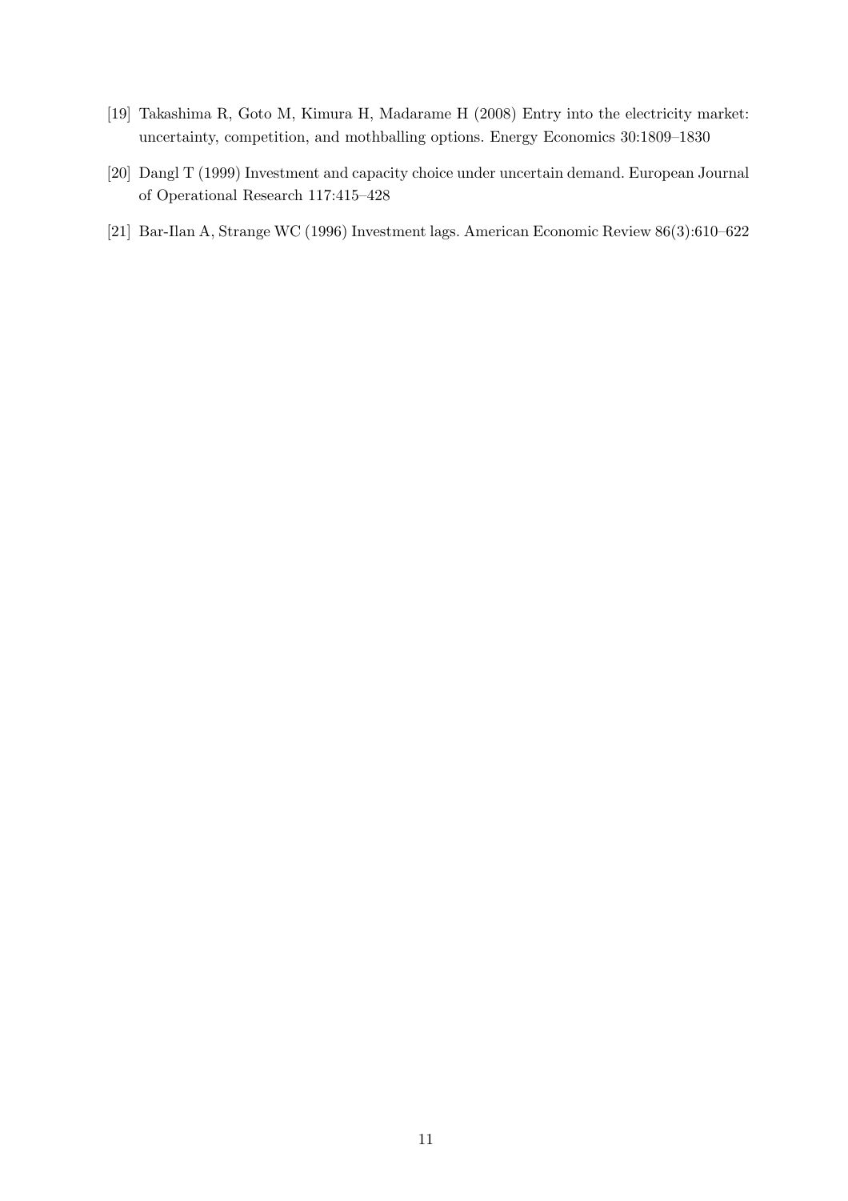[19] Takashima R, Goto M, Kimura H, Madarame H (2008) Entry into the electricity market: uncertainty, competition, and mothballing options. Energy Economics 30:1809–1830

[20] Dangl T (1999) Investment and capacity choice under uncertain demand. European Journal of Operational Research 117:415–428

[21] Bar-Ilan A, Strange WC (1996) Investment lags. American Economic Review 86(3):610–622